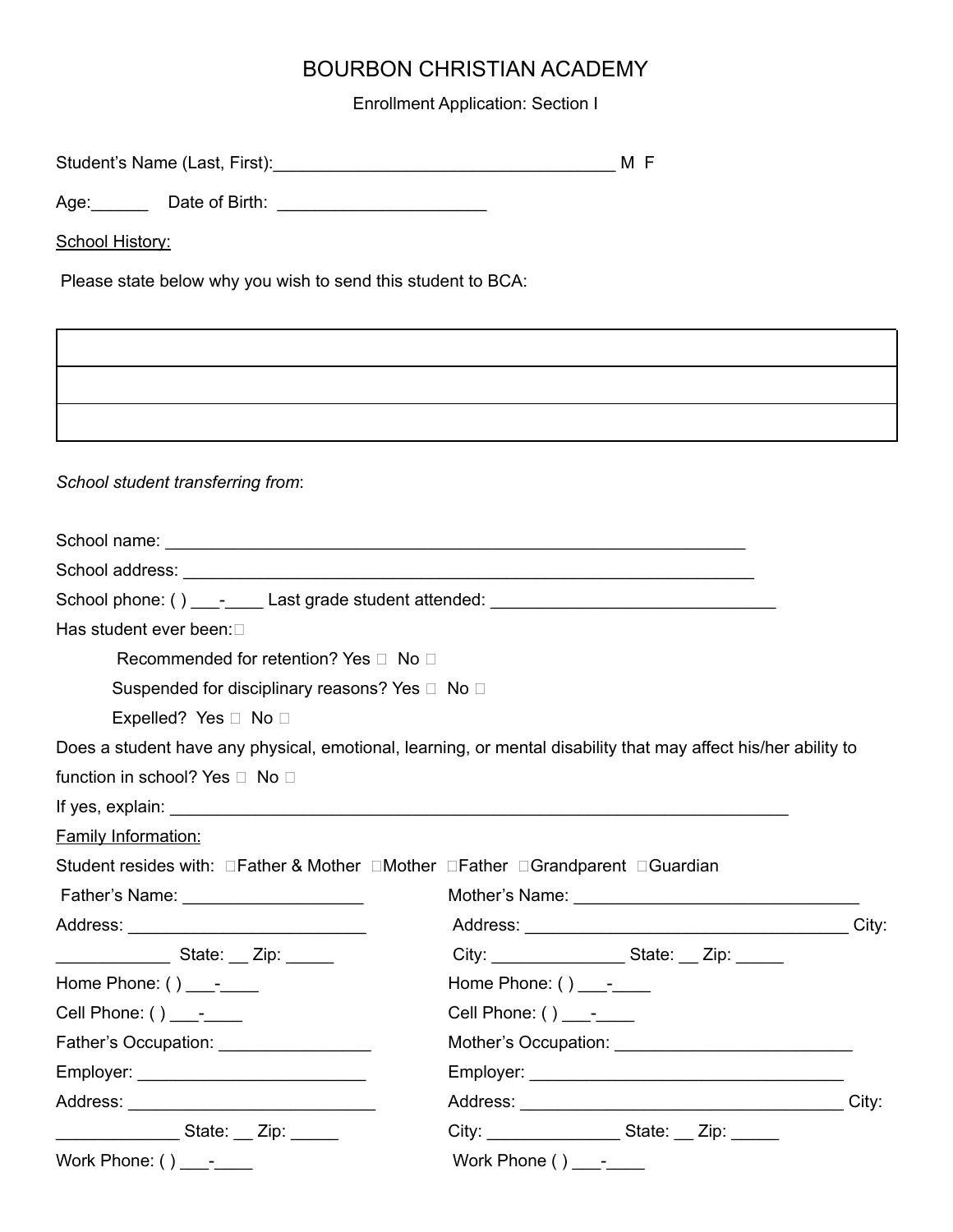# BOURBON CHRISTIAN ACADEMY

Enrollment Application: Section I

Student's Name (Last, First):___________________________________ M F

Age:______ Date of Birth: ______________________

<u>School History:</u>

Please state below why you wish to send this student to BCA:

| |
|---|
| |
| |
| |

*School student transferring from*:

School name: ______________________________________________________________

School address: ____________________________________________________________

School phone: ( ) ___-____ Last grade student attended: _______________________________

Has student ever been:

- Recommended for retention? Yes ☐ No ☐
- Suspended for disciplinary reasons? Yes ☐ No ☐
- Expelled? Yes ☐ No ☐

Does a student have any physical, emotional, learning, or mental disability that may affect his/her ability to function in school? Yes ☐ No ☐

If yes, explain: _____________________________________________________________________

<u>Family Information:</u>

Student resides with: ☐Father & Mother ☐Mother ☐Father ☐Grandparent ☐Guardian

Father's Name: ___________________

Address: __________________________

____________ State: __ Zip: _____

Home Phone: ( ) ___-____

Cell Phone: ( ) ___-____

Father's Occupation: ________________

Employer: _________________________

Address: ___________________________

_____________ State: __ Zip: _____

Work Phone: ( ) ___-____

Mother's Name: ______________________________

Address: ___________________________________ City:

City: ______________ State: __ Zip: _____

Home Phone: ( ) ___-____

Cell Phone: ( ) ___-____

Mother's Occupation: _________________________

Employer: __________________________________

Address: ___________________________________ City:

City: ______________ State: __ Zip: _____

Work Phone ( ) ___-____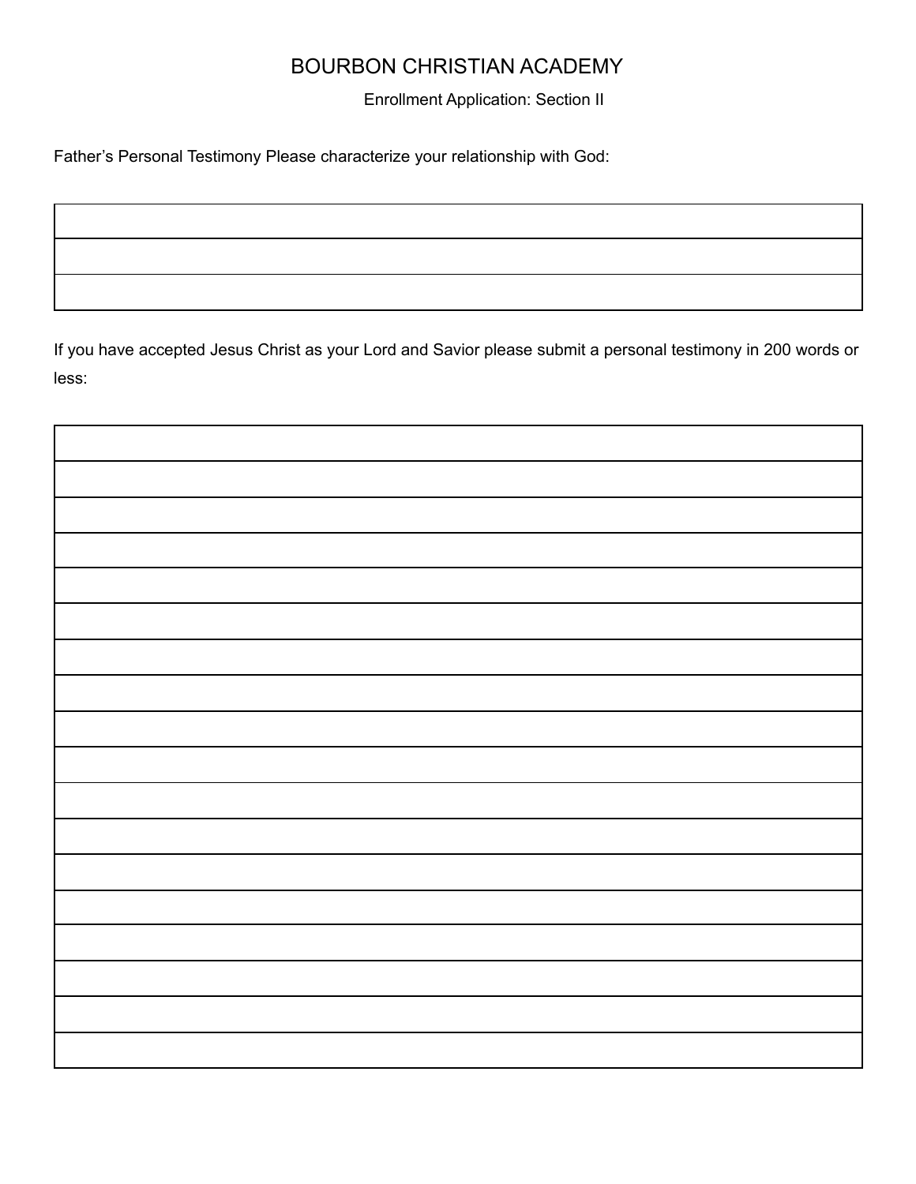# BOURBON CHRISTIAN ACADEMY

Enrollment Application: Section II

Father's Personal Testimony Please characterize your relationship with God:

| |
|---|
| |
| |

If you have accepted Jesus Christ as your Lord and Savior please submit a personal testimony in 200 words or less:

| |
|---|
| |
| |
| |
| |
| |
| |
| |
| |
| |
| |
| |
| |
| |
| |
| |
| |
| |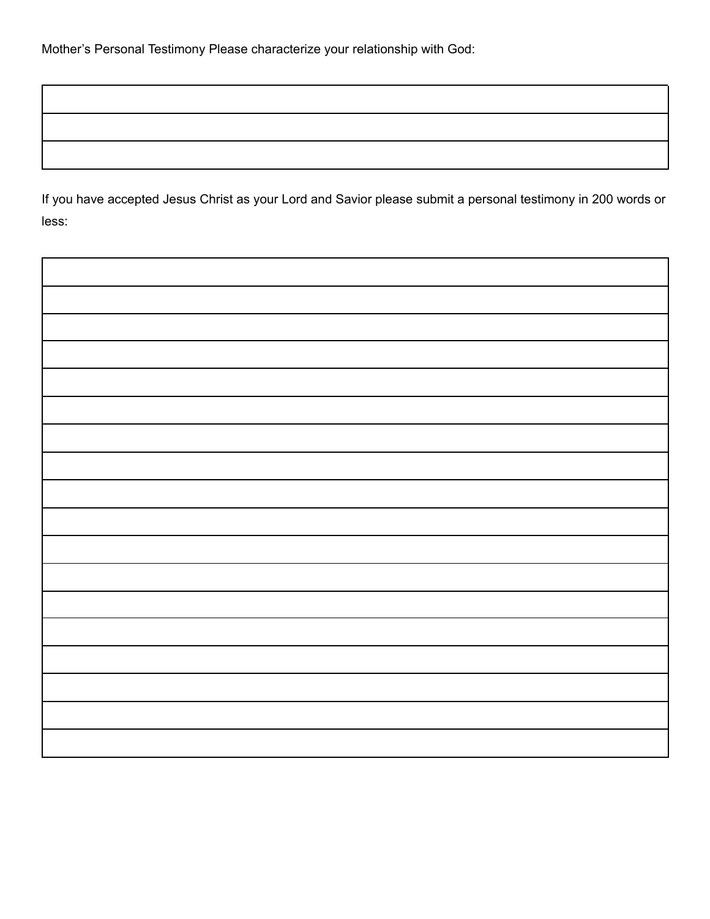Mother's Personal Testimony Please characterize your relationship with God:

| |
|---|
| |
| |

If you have accepted Jesus Christ as your Lord and Savior please submit a personal testimony in 200 words or less:

| |
|---|
| |
| |
| |
| |
| |
| |
| |
| |
| |
| |
| |
| |
| |
| |
| |
| |
| |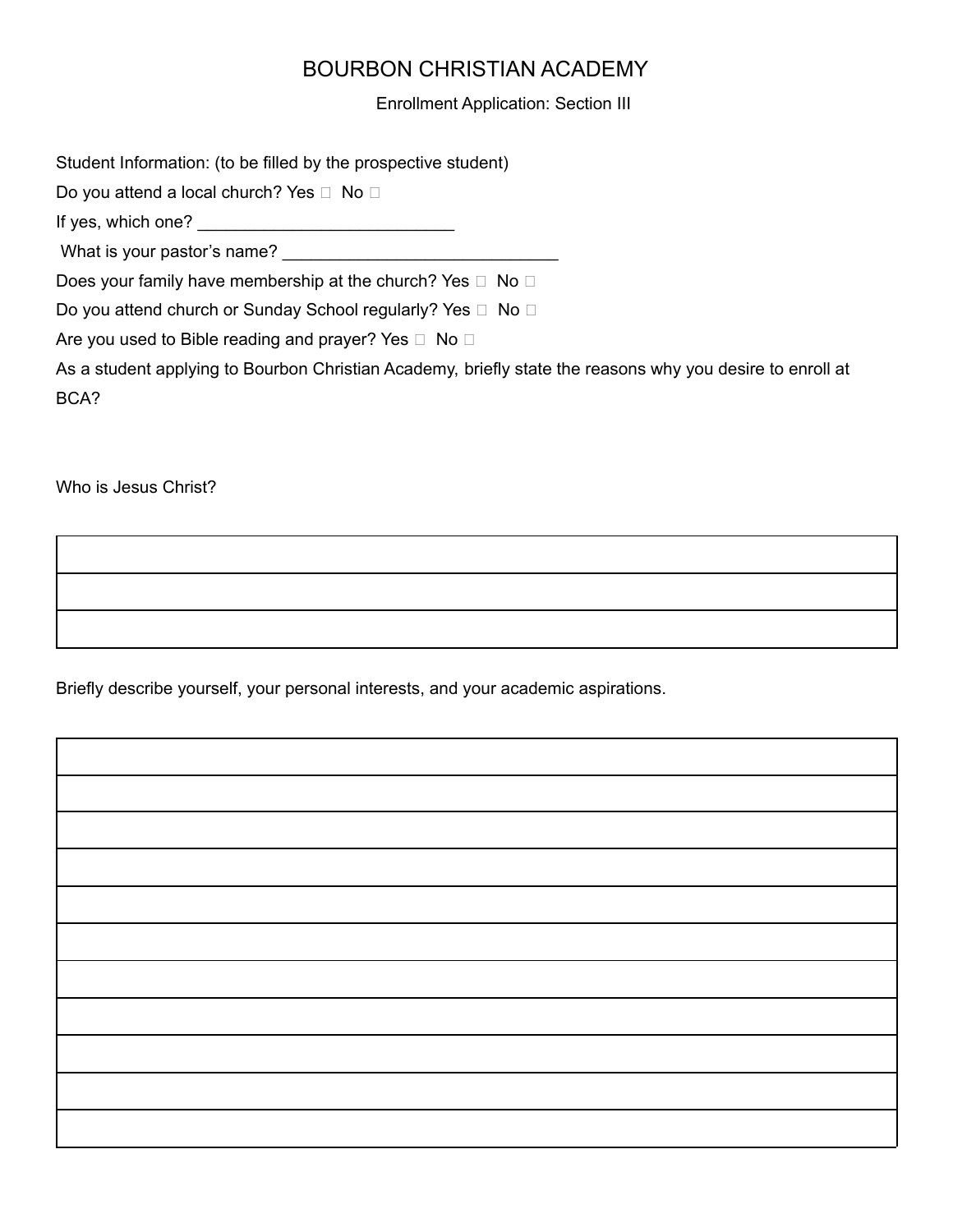# BOURBON CHRISTIAN ACADEMY

Enrollment Application: Section III

Student Information: (to be filled by the prospective student)

Do you attend a local church? Yes ☐ No ☐

If yes, which one? ___________________________

What is your pastor's name? _____________________________

Does your family have membership at the church? Yes ☐ No ☐

Do you attend church or Sunday School regularly? Yes ☐ No ☐

Are you used to Bible reading and prayer? Yes ☐ No ☐

As a student applying to Bourbon Christian Academy, briefly state the reasons why you desire to enroll at BCA?

Who is Jesus Christ?

|  |
|---|
|  |
|  |
|  |

Briefly describe yourself, your personal interests, and your academic aspirations.

|  |
|---|
|  |
|  |
|  |
|  |
|  |
|  |
|  |
|  |
|  |
|  |
|  |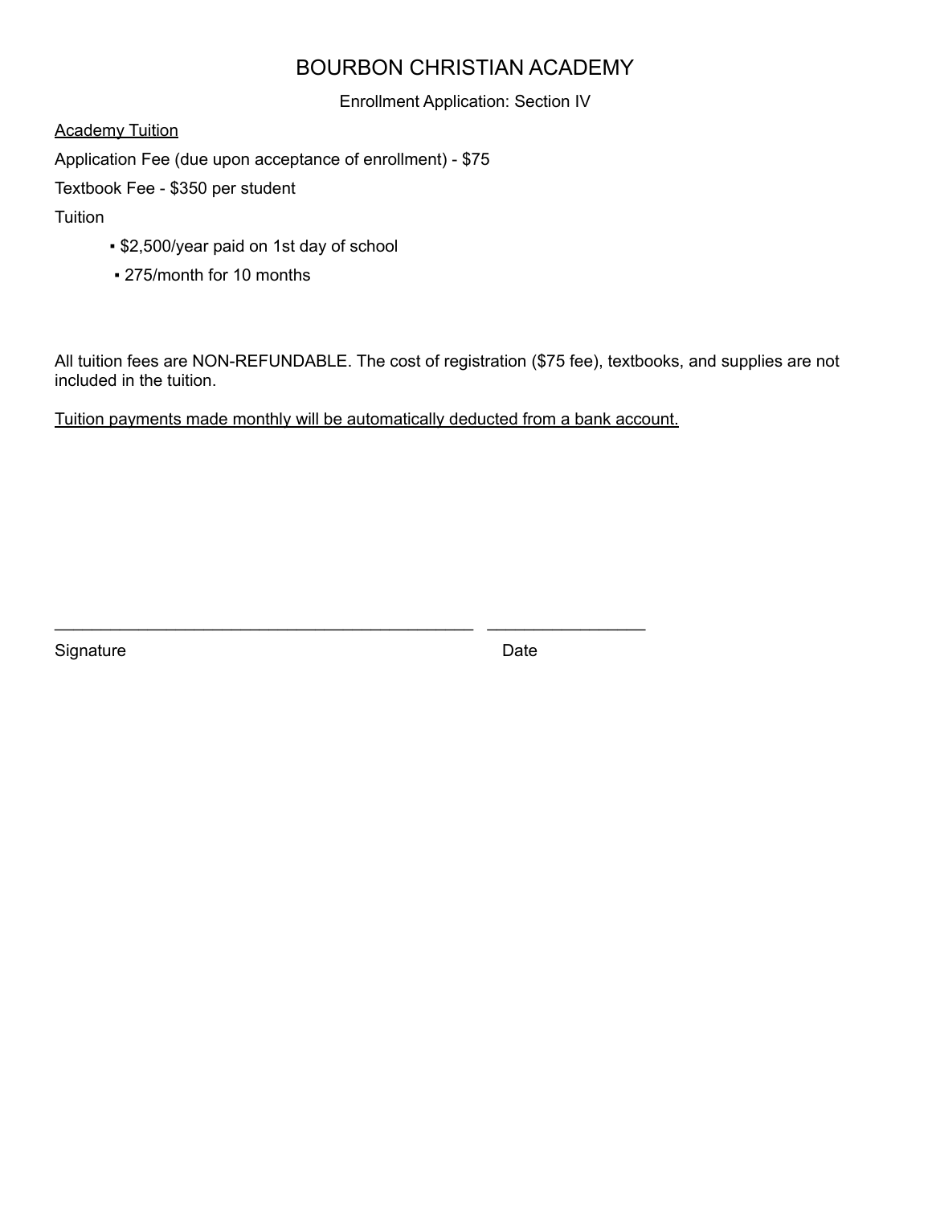# BOURBON CHRISTIAN ACADEMY

Enrollment Application: Section IV

<u>Academy Tuition</u>

Application Fee (due upon acceptance of enrollment) - $75

Textbook Fee - $350 per student

Tuition

- $2,500/year paid on 1st day of school
- 275/month for 10 months

All tuition fees are NON-REFUNDABLE. The cost of registration ($75 fee), textbooks, and supplies are not included in the tuition.

<u>Tuition payments made monthly will be automatically deducted from a bank account.</u>

_____________________________________________ _________________

Signature Date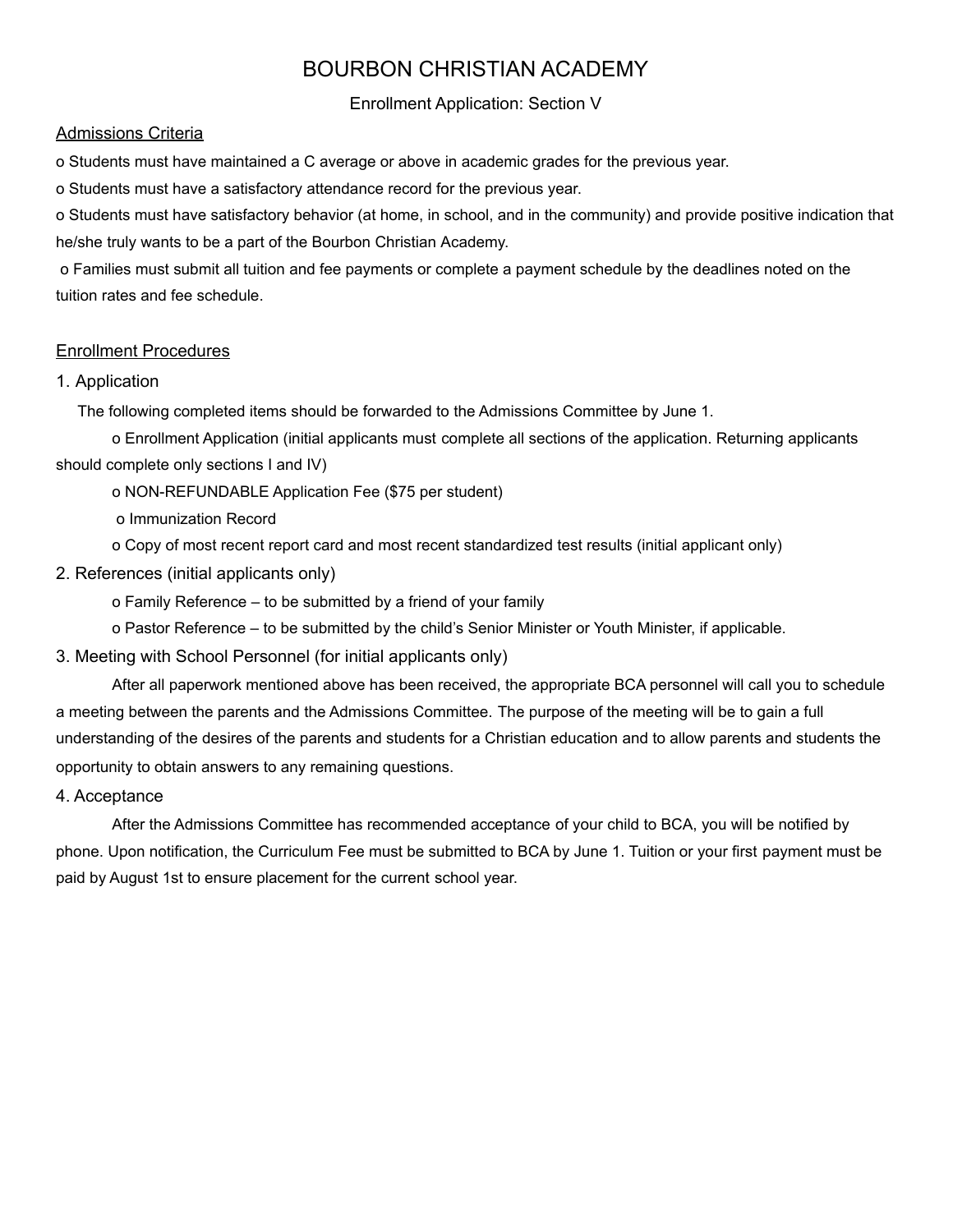# BOURBON CHRISTIAN ACADEMY

Enrollment Application: Section V

## Admissions Criteria

o Students must have maintained a C average or above in academic grades for the previous year.

o Students must have a satisfactory attendance record for the previous year.

o Students must have satisfactory behavior (at home, in school, and in the community) and provide positive indication that he/she truly wants to be a part of the Bourbon Christian Academy.

o Families must submit all tuition and fee payments or complete a payment schedule by the deadlines noted on the tuition rates and fee schedule.

## Enrollment Procedures

### 1. Application

The following completed items should be forwarded to the Admissions Committee by June 1.

o Enrollment Application (initial applicants must complete all sections of the application. Returning applicants should complete only sections I and IV)

o NON-REFUNDABLE Application Fee ($75 per student)

o Immunization Record

o Copy of most recent report card and most recent standardized test results (initial applicant only)

### 2. References (initial applicants only)

o Family Reference – to be submitted by a friend of your family

o Pastor Reference – to be submitted by the child's Senior Minister or Youth Minister, if applicable.

### 3. Meeting with School Personnel (for initial applicants only)

After all paperwork mentioned above has been received, the appropriate BCA personnel will call you to schedule a meeting between the parents and the Admissions Committee. The purpose of the meeting will be to gain a full understanding of the desires of the parents and students for a Christian education and to allow parents and students the opportunity to obtain answers to any remaining questions.

### 4. Acceptance

After the Admissions Committee has recommended acceptance of your child to BCA, you will be notified by phone. Upon notification, the Curriculum Fee must be submitted to BCA by June 1. Tuition or your first payment must be paid by August 1st to ensure placement for the current school year.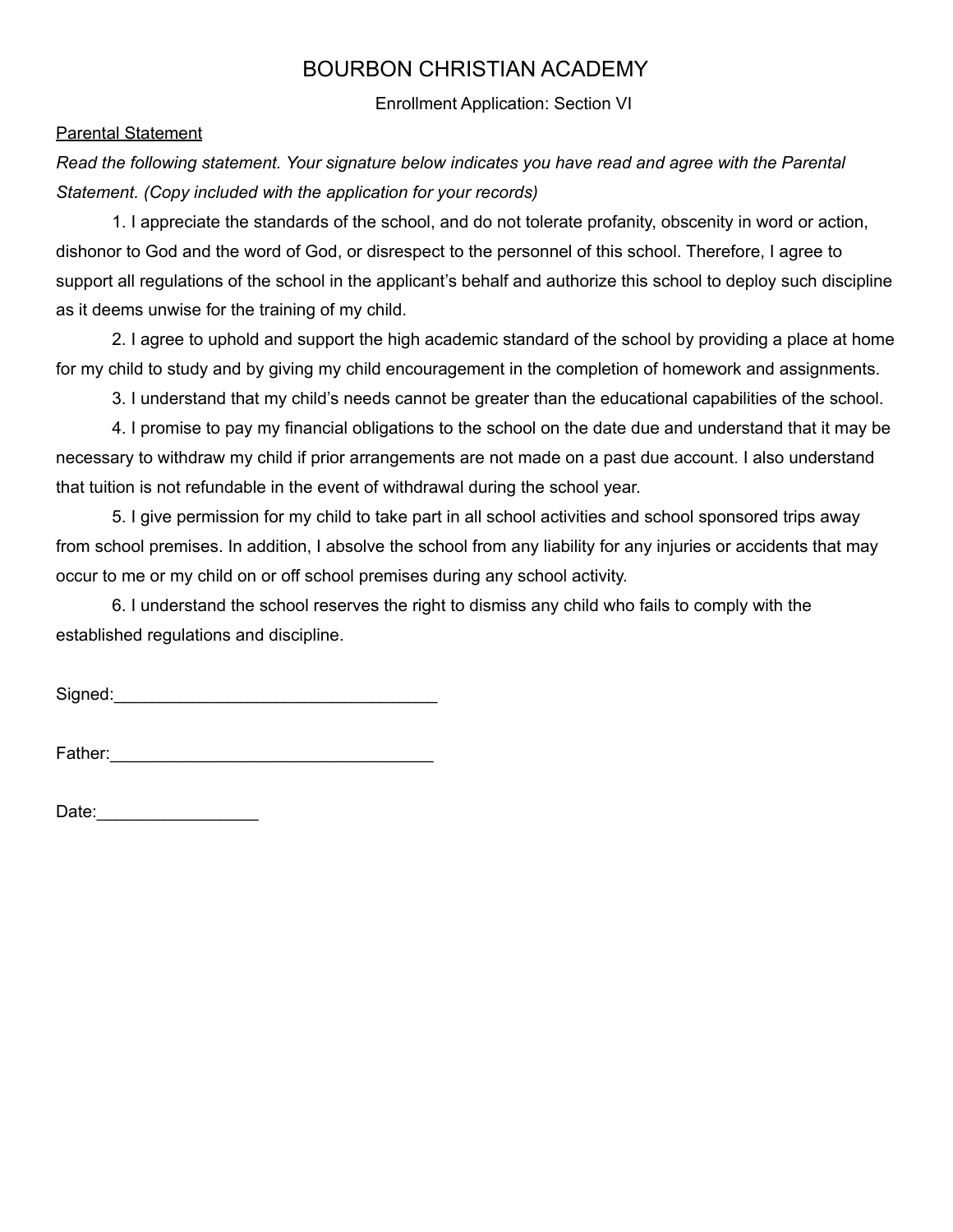# BOURBON CHRISTIAN ACADEMY

Enrollment Application: Section VI

Parental Statement

*Read the following statement. Your signature below indicates you have read and agree with the Parental Statement. (Copy included with the application for your records)*

1. I appreciate the standards of the school, and do not tolerate profanity, obscenity in word or action, dishonor to God and the word of God, or disrespect to the personnel of this school. Therefore, I agree to support all regulations of the school in the applicant's behalf and authorize this school to deploy such discipline as it deems unwise for the training of my child.

2. I agree to uphold and support the high academic standard of the school by providing a place at home for my child to study and by giving my child encouragement in the completion of homework and assignments.

3. I understand that my child's needs cannot be greater than the educational capabilities of the school.

4. I promise to pay my financial obligations to the school on the date due and understand that it may be necessary to withdraw my child if prior arrangements are not made on a past due account. I also understand that tuition is not refundable in the event of withdrawal during the school year.

5. I give permission for my child to take part in all school activities and school sponsored trips away from school premises. In addition, I absolve the school from any liability for any injuries or accidents that may occur to me or my child on or off school premises during any school activity.

6. I understand the school reserves the right to dismiss any child who fails to comply with the established regulations and discipline.

Signed:___________________________________

Father:___________________________________

Date:_________________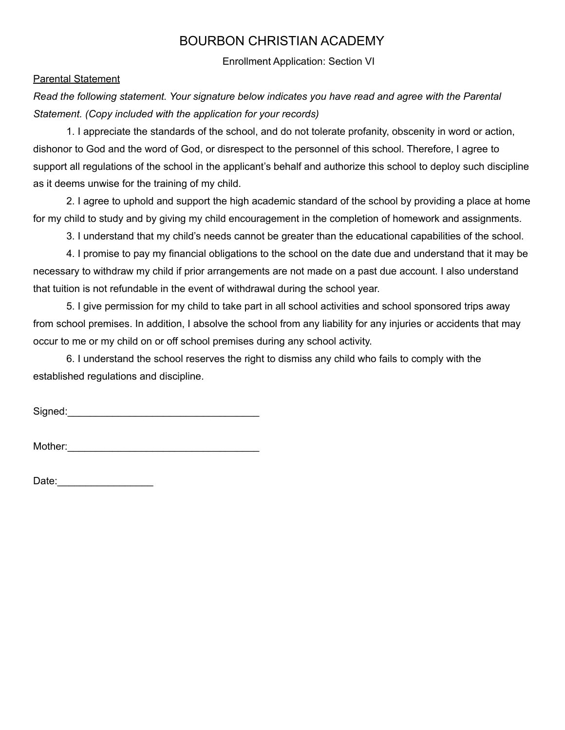# BOURBON CHRISTIAN ACADEMY

Enrollment Application: Section VI

<u>Parental Statement</u>

*Read the following statement. Your signature below indicates you have read and agree with the Parental Statement. (Copy included with the application for your records)*

1. I appreciate the standards of the school, and do not tolerate profanity, obscenity in word or action, dishonor to God and the word of God, or disrespect to the personnel of this school. Therefore, I agree to support all regulations of the school in the applicant's behalf and authorize this school to deploy such discipline as it deems unwise for the training of my child.
2. I agree to uphold and support the high academic standard of the school by providing a place at home for my child to study and by giving my child encouragement in the completion of homework and assignments.
3. I understand that my child's needs cannot be greater than the educational capabilities of the school.
4. I promise to pay my financial obligations to the school on the date due and understand that it may be necessary to withdraw my child if prior arrangements are not made on a past due account. I also understand that tuition is not refundable in the event of withdrawal during the school year.
5. I give permission for my child to take part in all school activities and school sponsored trips away from school premises. In addition, I absolve the school from any liability for any injuries or accidents that may occur to me or my child on or off school premises during any school activity.
6. I understand the school reserves the right to dismiss any child who fails to comply with the established regulations and discipline.

Signed:___________________________________

Mother:___________________________________

Date:_________________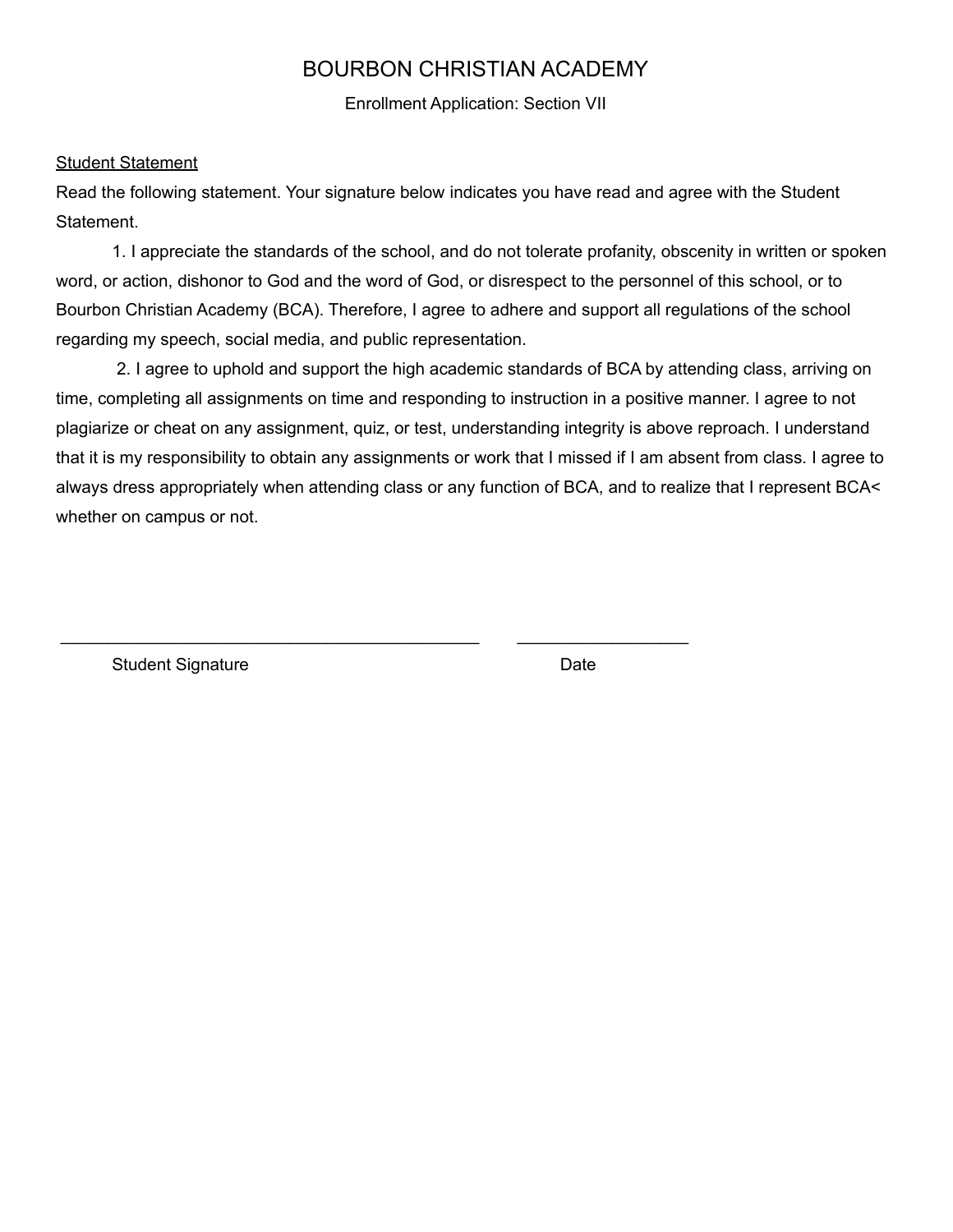# BOURBON CHRISTIAN ACADEMY

Enrollment Application: Section VII

<u>Student Statement</u>

Read the following statement. Your signature below indicates you have read and agree with the Student Statement.

1. I appreciate the standards of the school, and do not tolerate profanity, obscenity in written or spoken word, or action, dishonor to God and the word of God, or disrespect to the personnel of this school, or to Bourbon Christian Academy (BCA). Therefore, I agree to adhere and support all regulations of the school regarding my speech, social media, and public representation.

2. I agree to uphold and support the high academic standards of BCA by attending class, arriving on time, completing all assignments on time and responding to instruction in a positive manner. I agree to not plagiarize or cheat on any assignment, quiz, or test, understanding integrity is above reproach. I understand that it is my responsibility to obtain any assignments or work that I missed if I am absent from class. I agree to always dress appropriately when attending class or any function of BCA, and to realize that I represent BCA< whether on campus or not.

_____________________________________________ __________________

Student Signature Date